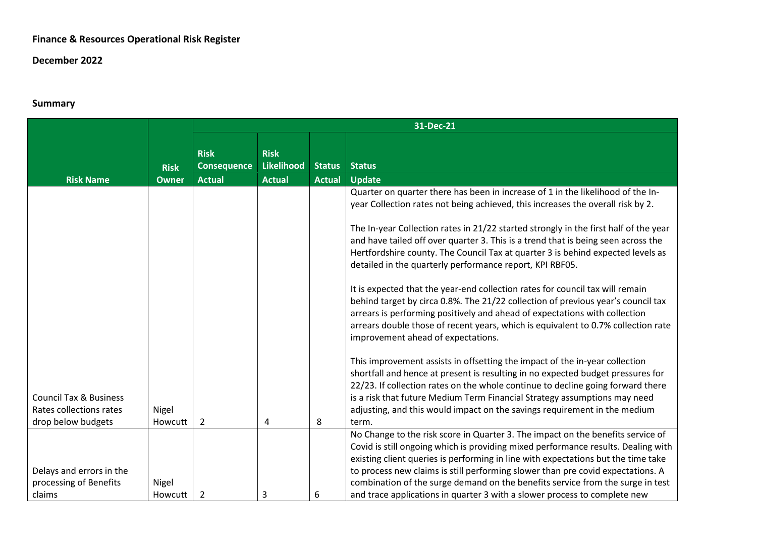**Finance & Resources Operational Risk Register**

**December 2022**

**Summary**

| Risk Name | Risk Owner | 31-Dec-21 | | | |
|---|---|---|---|---|---|
| | | Risk Consequence Actual | Risk Likelihood Actual | Status Actual | Status Update |
| Council Tax & Business Rates collections rates drop below budgets | Nigel Howcutt | 2 | 4 | 8 | Quarter on quarter there has been in increase of 1 in the likelihood of the In-year Collection rates not being achieved, this increases the overall risk by 2.<br><br>The In-year Collection rates in 21/22 started strongly in the first half of the year and have tailed off over quarter 3. This is a trend that is being seen across the Hertfordshire county. The Council Tax at quarter 3 is behind expected levels as detailed in the quarterly performance report, KPI RBF05.<br><br>It is expected that the year-end collection rates for council tax will remain behind target by circa 0.8%. The 21/22 collection of previous year's council tax arrears is performing positively and ahead of expectations with collection arrears double those of recent years, which is equivalent to 0.7% collection rate improvement ahead of expectations.<br><br>This improvement assists in offsetting the impact of the in-year collection shortfall and hence at present is resulting in no expected budget pressures for 22/23. If collection rates on the whole continue to decline going forward there is a risk that future Medium Term Financial Strategy assumptions may need adjusting, and this would impact on the savings requirement in the medium term. |
| Delays and errors in the processing of Benefits claims | Nigel Howcutt | 2 | 3 | 6 | No Change to the risk score in Quarter 3. The impact on the benefits service of Covid is still ongoing which is providing mixed performance results. Dealing with existing client queries is performing in line with expectations but the time take to process new claims is still performing slower than pre covid expectations. A combination of the surge demand on the benefits service from the surge in test and trace applications in quarter 3 with a slower process to complete new |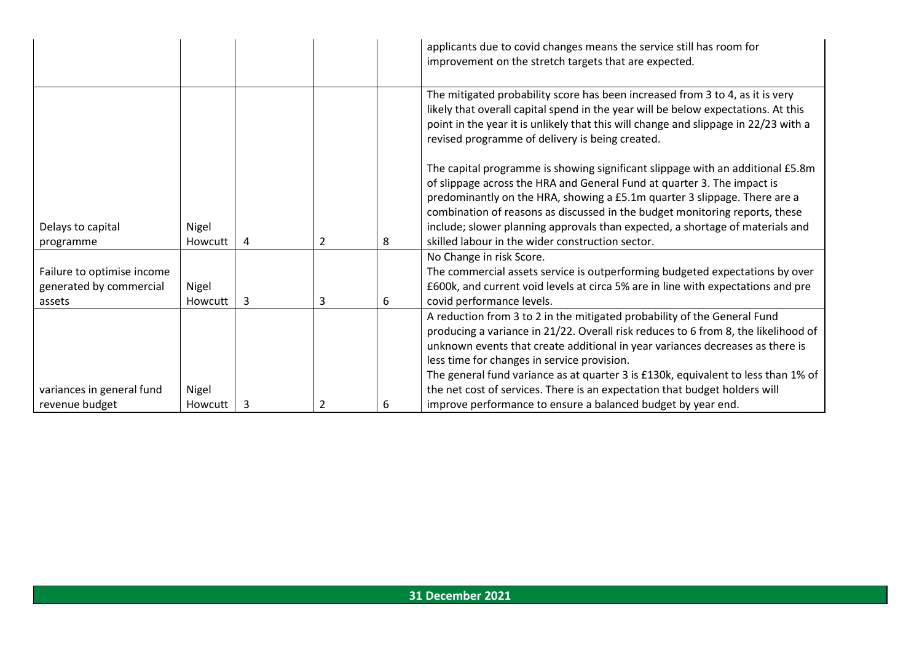| | | | | | |
|---|---|---|---|---|---|
| | | | | | applicants due to covid changes means the service still has room for improvement on the stretch targets that are expected. |
| Delays to capital programme | Nigel Howcutt | 4 | 2 | 8 | The mitigated probability score has been increased from 3 to 4, as it is very likely that overall capital spend in the year will be below expectations. At this point in the year it is unlikely that this will change and slippage in 22/23 with a revised programme of delivery is being created.<br><br>The capital programme is showing significant slippage with an additional £5.8m of slippage across the HRA and General Fund at quarter 3. The impact is predominantly on the HRA, showing a £5.1m quarter 3 slippage. There are a combination of reasons as discussed in the budget monitoring reports, these include; slower planning approvals than expected, a shortage of materials and skilled labour in the wider construction sector. |
| Failure to optimise income generated by commercial assets | Nigel Howcutt | 3 | 3 | 6 | No Change in risk Score.<br>The commercial assets service is outperforming budgeted expectations by over £600k, and current void levels at circa 5% are in line with expectations and pre covid performance levels. |
| variances in general fund revenue budget | Nigel Howcutt | 3 | 2 | 6 | A reduction from 3 to 2 in the mitigated probability of the General Fund producing a variance in 21/22. Overall risk reduces to 6 from 8, the likelihood of unknown events that create additional in year variances decreases as there is less time for changes in service provision.<br>The general fund variance as at quarter 3 is £130k, equivalent to less than 1% of the net cost of services. There is an expectation that budget holders will improve performance to ensure a balanced budget by year end. |

**31 December 2021**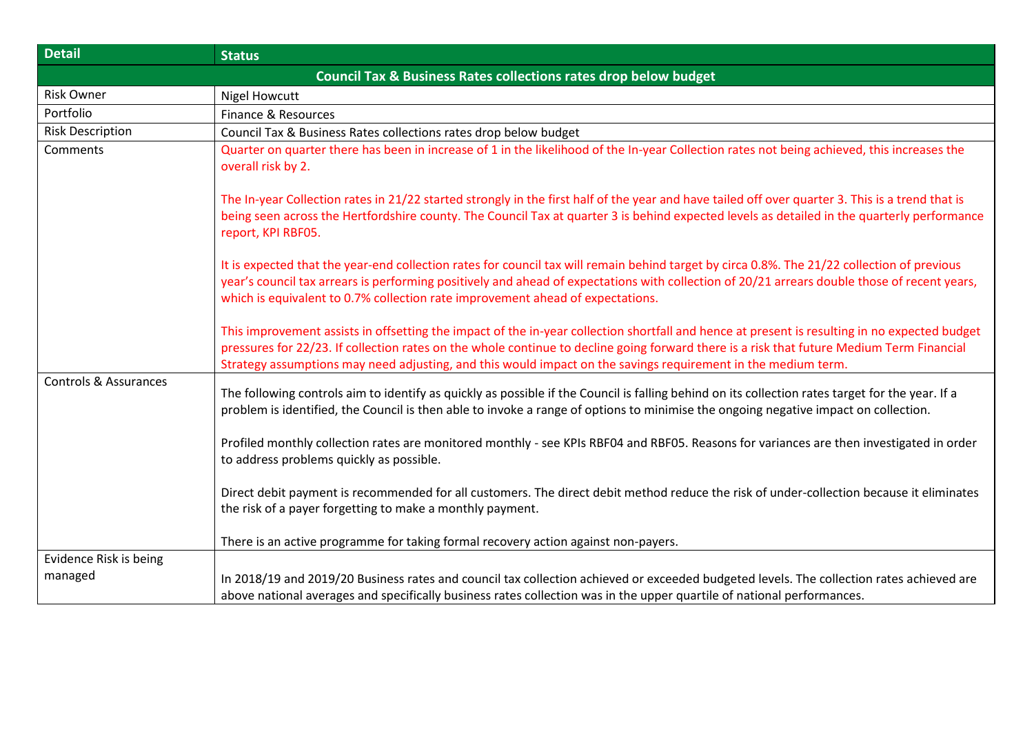| Detail | Status |
|---|---|
| **Council Tax & Business Rates collections rates drop below budget** | |
| Risk Owner | Nigel Howcutt |
| Portfolio | Finance & Resources |
| Risk Description | Council Tax & Business Rates collections rates drop below budget |
| Comments | Quarter on quarter there has been in increase of 1 in the likelihood of the In-year Collection rates not being achieved, this increases the overall risk by 2.<br><br>The In-year Collection rates in 21/22 started strongly in the first half of the year and have tailed off over quarter 3. This is a trend that is being seen across the Hertfordshire county. The Council Tax at quarter 3 is behind expected levels as detailed in the quarterly performance report, KPI RBF05.<br><br>It is expected that the year-end collection rates for council tax will remain behind target by circa 0.8%. The 21/22 collection of previous year's council tax arrears is performing positively and ahead of expectations with collection of 20/21 arrears double those of recent years, which is equivalent to 0.7% collection rate improvement ahead of expectations.<br><br>This improvement assists in offsetting the impact of the in-year collection shortfall and hence at present is resulting in no expected budget pressures for 22/23. If collection rates on the whole continue to decline going forward there is a risk that future Medium Term Financial Strategy assumptions may need adjusting, and this would impact on the savings requirement in the medium term. |
| Controls & Assurances | The following controls aim to identify as quickly as possible if the Council is falling behind on its collection rates target for the year. If a problem is identified, the Council is then able to invoke a range of options to minimise the ongoing negative impact on collection.<br><br>Profiled monthly collection rates are monitored monthly - see KPIs RBF04 and RBF05. Reasons for variances are then investigated in order to address problems quickly as possible.<br><br>Direct debit payment is recommended for all customers. The direct debit method reduce the risk of under-collection because it eliminates the risk of a payer forgetting to make a monthly payment.<br><br>There is an active programme for taking formal recovery action against non-payers. |
| Evidence Risk is being managed | In 2018/19 and 2019/20 Business rates and council tax collection achieved or exceeded budgeted levels. The collection rates achieved are above national averages and specifically business rates collection was in the upper quartile of national performances. |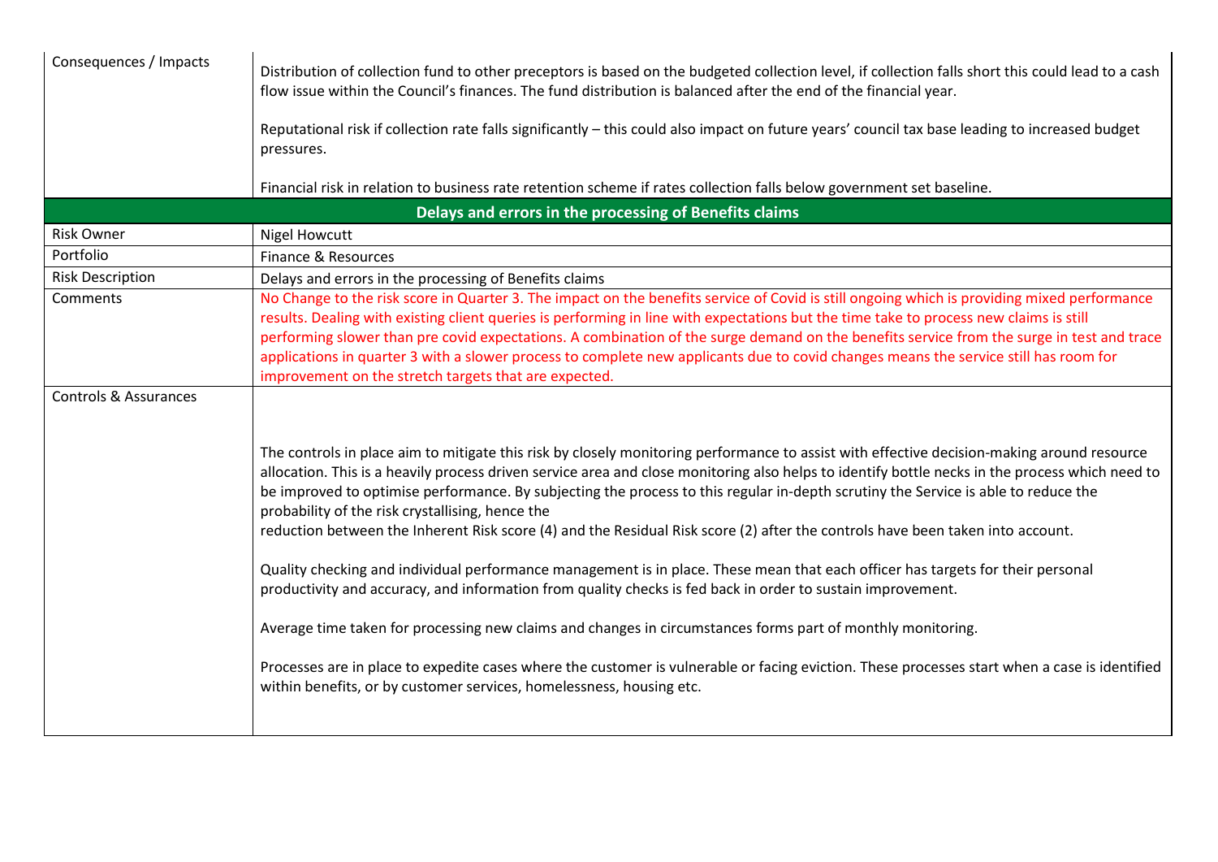| | |
|---|---|
| Consequences / Impacts | Distribution of collection fund to other preceptors is based on the budgeted collection level, if collection falls short this could lead to a cash flow issue within the Council's finances. The fund distribution is balanced after the end of the financial year.<br><br>Reputational risk if collection rate falls significantly – this could also impact on future years' council tax base leading to increased budget pressures.<br><br>Financial risk in relation to business rate retention scheme if rates collection falls below government set baseline. |

| **Delays and errors in the processing of Benefits claims** | |
|---|---|
| Risk Owner | Nigel Howcutt |
| Portfolio | Finance & Resources |
| Risk Description | Delays and errors in the processing of Benefits claims |
| Comments | No Change to the risk score in Quarter 3. The impact on the benefits service of Covid is still ongoing which is providing mixed performance results. Dealing with existing client queries is performing in line with expectations but the time take to process new claims is still performing slower than pre covid expectations. A combination of the surge demand on the benefits service from the surge in test and trace applications in quarter 3 with a slower process to complete new applicants due to covid changes means the service still has room for improvement on the stretch targets that are expected. |
| Controls & Assurances | The controls in place aim to mitigate this risk by closely monitoring performance to assist with effective decision-making around resource allocation. This is a heavily process driven service area and close monitoring also helps to identify bottle necks in the process which need to be improved to optimise performance. By subjecting the process to this regular in-depth scrutiny the Service is able to reduce the probability of the risk crystallising, hence the reduction between the Inherent Risk score (4) and the Residual Risk score (2) after the controls have been taken into account.<br><br>Quality checking and individual performance management is in place. These mean that each officer has targets for their personal productivity and accuracy, and information from quality checks is fed back in order to sustain improvement.<br><br>Average time taken for processing new claims and changes in circumstances forms part of monthly monitoring.<br><br>Processes are in place to expedite cases where the customer is vulnerable or facing eviction. These processes start when a case is identified within benefits, or by customer services, homelessness, housing etc. |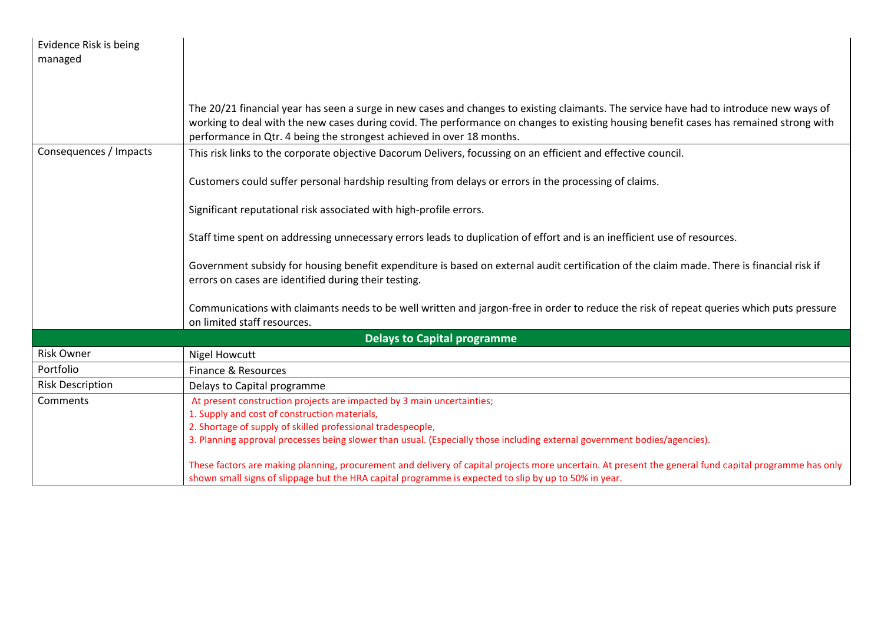| Evidence Risk is being managed | The 20/21 financial year has seen a surge in new cases and changes to existing claimants. The service have had to introduce new ways of working to deal with the new cases during covid. The performance on changes to existing housing benefit cases has remained strong with performance in Qtr. 4 being the strongest achieved in over 18 months. |
|---|---|
| Consequences / Impacts | This risk links to the corporate objective Dacorum Delivers, focussing on an efficient and effective council.<br><br>Customers could suffer personal hardship resulting from delays or errors in the processing of claims.<br><br>Significant reputational risk associated with high-profile errors.<br><br>Staff time spent on addressing unnecessary errors leads to duplication of effort and is an inefficient use of resources.<br><br>Government subsidy for housing benefit expenditure is based on external audit certification of the claim made. There is financial risk if errors on cases are identified during their testing.<br><br>Communications with claimants needs to be well written and jargon-free in order to reduce the risk of repeat queries which puts pressure on limited staff resources. |

| **Delays to Capital programme** | |
|---|---|
| Risk Owner | Nigel Howcutt |
| Portfolio | Finance & Resources |
| Risk Description | Delays to Capital programme |
| Comments | At present construction projects are impacted by 3 main uncertainties;<br>1. Supply and cost of construction materials,<br>2. Shortage of supply of skilled professional tradespeople,<br>3. Planning approval processes being slower than usual. (Especially those including external government bodies/agencies).<br><br>These factors are making planning, procurement and delivery of capital projects more uncertain. At present the general fund capital programme has only shown small signs of slippage but the HRA capital programme is expected to slip by up to 50% in year. |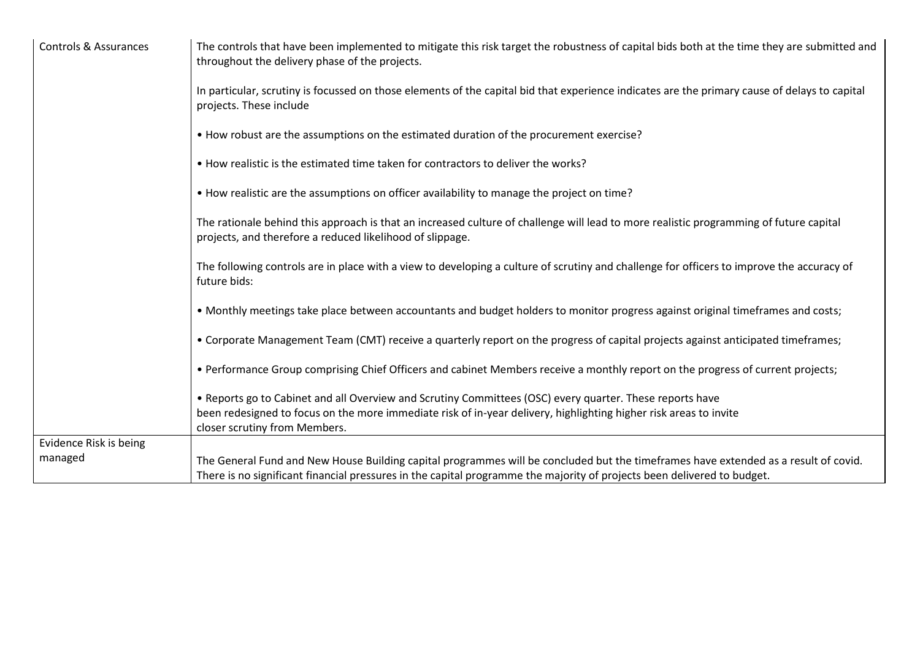| | |
|---|---|
| Controls & Assurances | The controls that have been implemented to mitigate this risk target the robustness of capital bids both at the time they are submitted and throughout the delivery phase of the projects.<br><br>In particular, scrutiny is focussed on those elements of the capital bid that experience indicates are the primary cause of delays to capital projects. These include<br><br>• How robust are the assumptions on the estimated duration of the procurement exercise?<br><br>• How realistic is the estimated time taken for contractors to deliver the works?<br><br>• How realistic are the assumptions on officer availability to manage the project on time?<br><br>The rationale behind this approach is that an increased culture of challenge will lead to more realistic programming of future capital projects, and therefore a reduced likelihood of slippage.<br><br>The following controls are in place with a view to developing a culture of scrutiny and challenge for officers to improve the accuracy of future bids:<br><br>• Monthly meetings take place between accountants and budget holders to monitor progress against original timeframes and costs;<br><br>• Corporate Management Team (CMT) receive a quarterly report on the progress of capital projects against anticipated timeframes;<br><br>• Performance Group comprising Chief Officers and cabinet Members receive a monthly report on the progress of current projects;<br><br>• Reports go to Cabinet and all Overview and Scrutiny Committees (OSC) every quarter. These reports have been redesigned to focus on the more immediate risk of in-year delivery, highlighting higher risk areas to invite closer scrutiny from Members. |
| Evidence Risk is being managed | The General Fund and New House Building capital programmes will be concluded but the timeframes have extended as a result of covid. There is no significant financial pressures in the capital programme the majority of projects been delivered to budget. |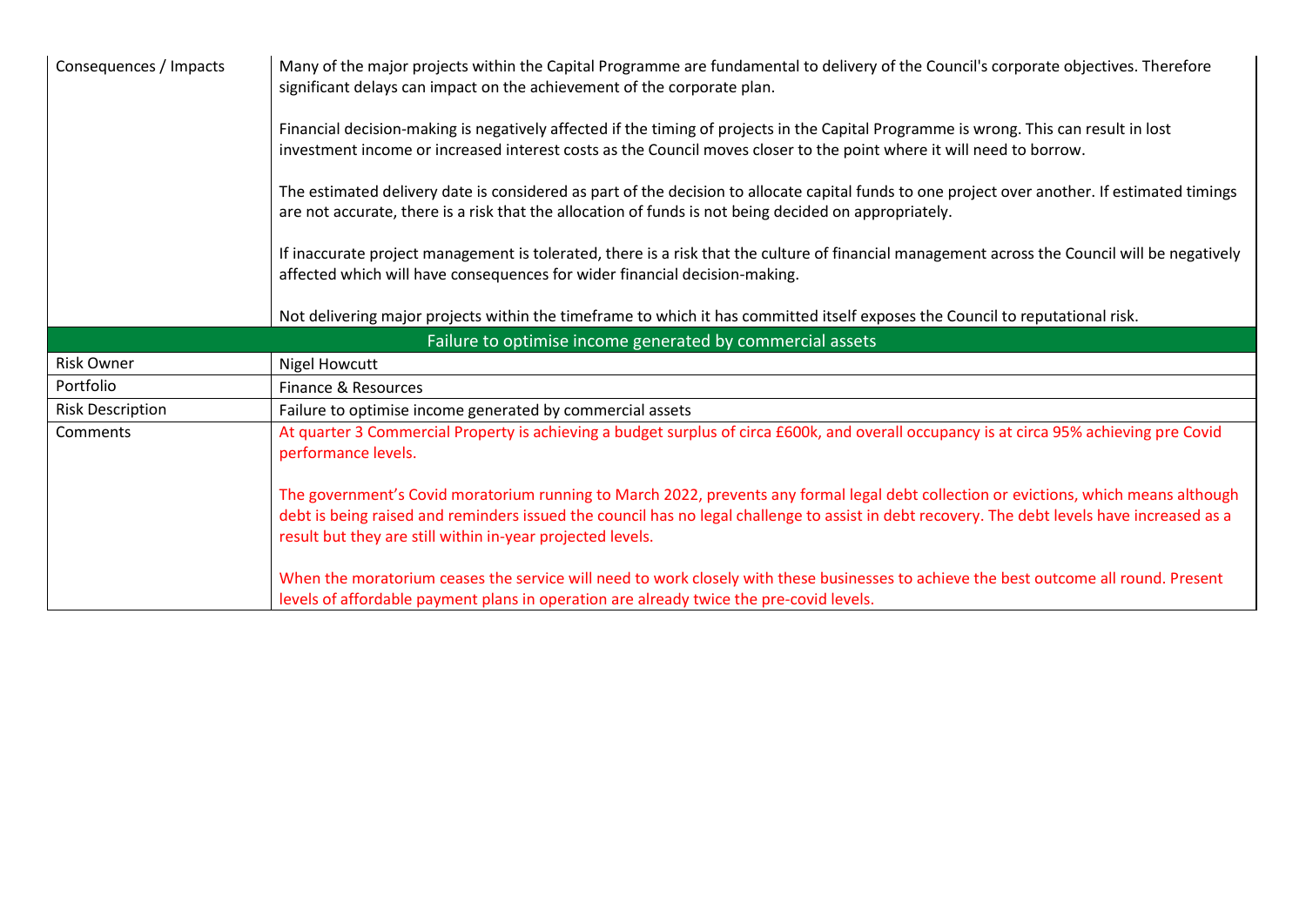| | |
|---|---|
| Consequences / Impacts | Many of the major projects within the Capital Programme are fundamental to delivery of the Council's corporate objectives. Therefore significant delays can impact on the achievement of the corporate plan.<br><br>Financial decision-making is negatively affected if the timing of projects in the Capital Programme is wrong. This can result in lost investment income or increased interest costs as the Council moves closer to the point where it will need to borrow.<br><br>The estimated delivery date is considered as part of the decision to allocate capital funds to one project over another. If estimated timings are not accurate, there is a risk that the allocation of funds is not being decided on appropriately.<br><br>If inaccurate project management is tolerated, there is a risk that the culture of financial management across the Council will be negatively affected which will have consequences for wider financial decision-making.<br><br>Not delivering major projects within the timeframe to which it has committed itself exposes the Council to reputational risk. |

| Failure to optimise income generated by commercial assets | |
|---|---|
| Risk Owner | Nigel Howcutt |
| Portfolio | Finance & Resources |
| Risk Description | Failure to optimise income generated by commercial assets |
| Comments | At quarter 3 Commercial Property is achieving a budget surplus of circa £600k, and overall occupancy is at circa 95% achieving pre Covid performance levels.<br><br>The government's Covid moratorium running to March 2022, prevents any formal legal debt collection or evictions, which means although debt is being raised and reminders issued the council has no legal challenge to assist in debt recovery. The debt levels have increased as a result but they are still within in-year projected levels.<br><br>When the moratorium ceases the service will need to work closely with these businesses to achieve the best outcome all round. Present levels of affordable payment plans in operation are already twice the pre-covid levels. |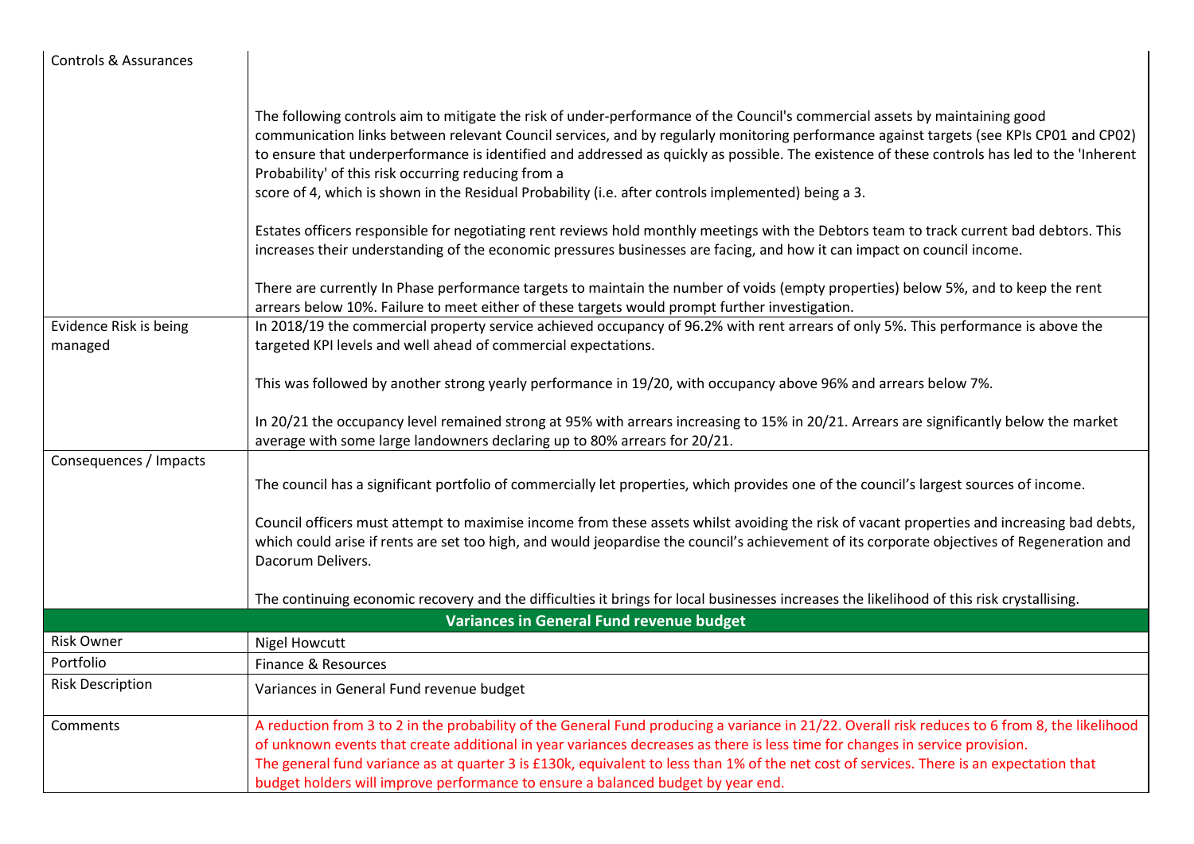| | |
|---|---|
| Controls & Assurances | The following controls aim to mitigate the risk of under-performance of the Council's commercial assets by maintaining good communication links between relevant Council services, and by regularly monitoring performance against targets (see KPIs CP01 and CP02) to ensure that underperformance is identified and addressed as quickly as possible. The existence of these controls has led to the 'Inherent Probability' of this risk occurring reducing from a score of 4, which is shown in the Residual Probability (i.e. after controls implemented) being a 3.<br><br>Estates officers responsible for negotiating rent reviews hold monthly meetings with the Debtors team to track current bad debtors. This increases their understanding of the economic pressures businesses are facing, and how it can impact on council income.<br><br>There are currently In Phase performance targets to maintain the number of voids (empty properties) below 5%, and to keep the rent arrears below 10%. Failure to meet either of these targets would prompt further investigation. |
| Evidence Risk is being managed | In 2018/19 the commercial property service achieved occupancy of 96.2% with rent arrears of only 5%. This performance is above the targeted KPI levels and well ahead of commercial expectations.<br><br>This was followed by another strong yearly performance in 19/20, with occupancy above 96% and arrears below 7%.<br><br>In 20/21 the occupancy level remained strong at 95% with arrears increasing to 15% in 20/21. Arrears are significantly below the market average with some large landowners declaring up to 80% arrears for 20/21. |
| Consequences / Impacts | The council has a significant portfolio of commercially let properties, which provides one of the council's largest sources of income.<br><br>Council officers must attempt to maximise income from these assets whilst avoiding the risk of vacant properties and increasing bad debts, which could arise if rents are set too high, and would jeopardise the council's achievement of its corporate objectives of Regeneration and Dacorum Delivers.<br><br>The continuing economic recovery and the difficulties it brings for local businesses increases the likelihood of this risk crystallising. |
| **Variances in General Fund revenue budget** | |
| Risk Owner | Nigel Howcutt |
| Portfolio | Finance & Resources |
| Risk Description | Variances in General Fund revenue budget |
| Comments | A reduction from 3 to 2 in the probability of the General Fund producing a variance in 21/22. Overall risk reduces to 6 from 8, the likelihood of unknown events that create additional in year variances decreases as there is less time for changes in service provision.<br>The general fund variance as at quarter 3 is £130k, equivalent to less than 1% of the net cost of services. There is an expectation that budget holders will improve performance to ensure a balanced budget by year end. |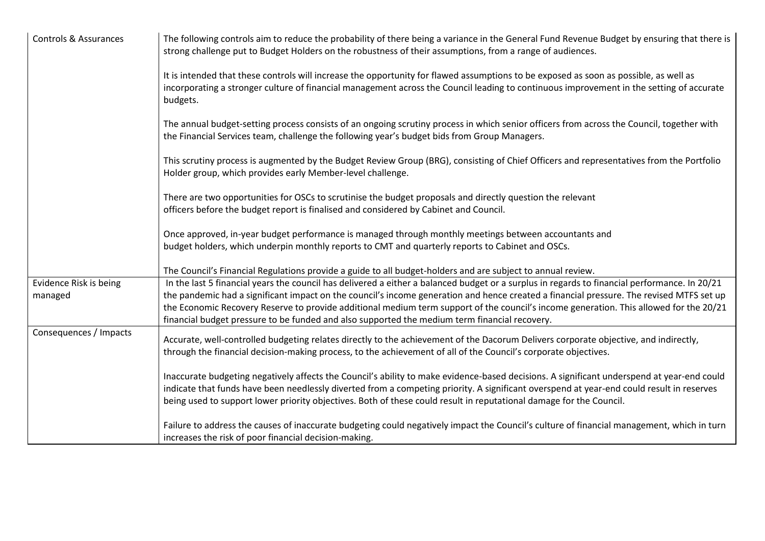| | |
|---|---|
| Controls & Assurances | The following controls aim to reduce the probability of there being a variance in the General Fund Revenue Budget by ensuring that there is strong challenge put to Budget Holders on the robustness of their assumptions, from a range of audiences.<br><br>It is intended that these controls will increase the opportunity for flawed assumptions to be exposed as soon as possible, as well as incorporating a stronger culture of financial management across the Council leading to continuous improvement in the setting of accurate budgets.<br><br>The annual budget-setting process consists of an ongoing scrutiny process in which senior officers from across the Council, together with the Financial Services team, challenge the following year's budget bids from Group Managers.<br><br>This scrutiny process is augmented by the Budget Review Group (BRG), consisting of Chief Officers and representatives from the Portfolio Holder group, which provides early Member-level challenge.<br><br>There are two opportunities for OSCs to scrutinise the budget proposals and directly question the relevant officers before the budget report is finalised and considered by Cabinet and Council.<br><br>Once approved, in-year budget performance is managed through monthly meetings between accountants and budget holders, which underpin monthly reports to CMT and quarterly reports to Cabinet and OSCs.<br><br>The Council's Financial Regulations provide a guide to all budget-holders and are subject to annual review. |
| Evidence Risk is being managed | In the last 5 financial years the council has delivered a either a balanced budget or a surplus in regards to financial performance. In 20/21 the pandemic had a significant impact on the council's income generation and hence created a financial pressure. The revised MTFS set up the Economic Recovery Reserve to provide additional medium term support of the council's income generation. This allowed for the 20/21 financial budget pressure to be funded and also supported the medium term financial recovery. |
| Consequences / Impacts | Accurate, well-controlled budgeting relates directly to the achievement of the Dacorum Delivers corporate objective, and indirectly, through the financial decision-making process, to the achievement of all of the Council's corporate objectives.<br><br>Inaccurate budgeting negatively affects the Council's ability to make evidence-based decisions. A significant underspend at year-end could indicate that funds have been needlessly diverted from a competing priority. A significant overspend at year-end could result in reserves being used to support lower priority objectives. Both of these could result in reputational damage for the Council.<br><br>Failure to address the causes of inaccurate budgeting could negatively impact the Council's culture of financial management, which in turn increases the risk of poor financial decision-making. |